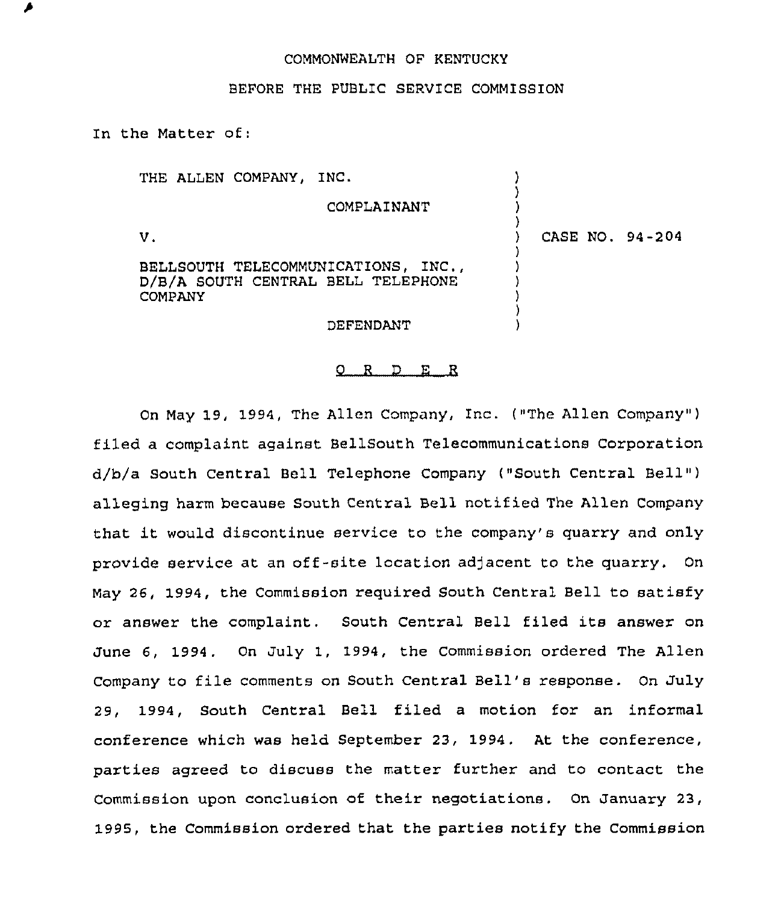COMMONWEALTH OF KENTUCKY

BEFORE THE PUBLIC SERVICE COMMISSION

In the Matter of:

| | | |
|---|---|---|
| THE ALLEN COMPANY, INC. | ) | |
| COMPLAINANT | ) | |
| V. | ) | CASE NO. 94-204 |
| BELLSOUTH TELECOMMUNICATIONS, INC., D/B/A SOUTH CENTRAL BELL TELEPHONE COMPANY | ) | |
| DEFENDANT | ) | |

O R D E R

On May 19, 1994, The Allen Company, Inc. ("The Allen Company") filed a complaint against BellSouth Telecommunications Corporation d/b/a South Central Bell Telephone Company ("South Central Bell") alleging harm because South Central Bell notified The Allen Company that it would discontinue service to the company's quarry and only provide service at an off-site location adjacent to the quarry. On May 26, 1994, the Commission required South Central Bell to satisfy or answer the complaint. South Central Bell filed its answer on June 6, 1994. On July 1, 1994, the Commission ordered The Allen Company to file comments on South Central Bell's response. On July 29, 1994, South Central Bell filed a motion for an informal conference which was held September 23, 1994. At the conference, parties agreed to discuss the matter further and to contact the Commission upon conclusion of their negotiations. On January 23, 1995, the Commission ordered that the parties notify the Commission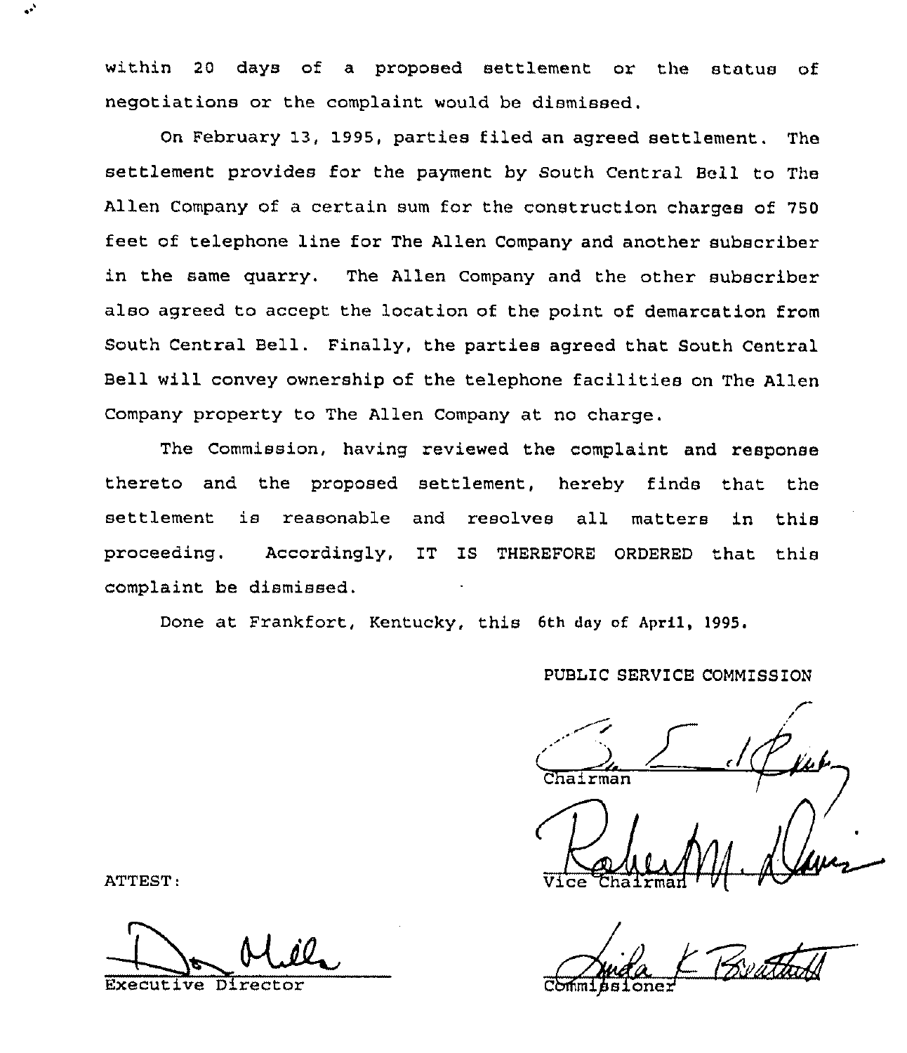within 20 days of a proposed settlement or the status of negotiations or the complaint would be dismissed.

On February 13, 1995, parties filed an agreed settlement. The settlement provides for the payment by South Central Bell to The Allen Company of a certain sum for the construction charges of 750 feet of telephone line for The Allen Company and another subscriber in the same quarry. The Allen Company and the other subscriber also agreed to accept the location of the point of demarcation from South Central Bell. Finally, the parties agreed that South Central Bell will convey ownership of the telephone facilities on The Allen Company property to The Allen Company at no charge.

The Commission, having reviewed the complaint and response thereto and the proposed settlement, hereby finds that the settlement is reasonable and resolves all matters in this proceeding. Accordingly, IT IS THEREFORE ORDERED that this complaint be dismissed.

Done at Frankfort, Kentucky, this 6th day of April, 1995.

PUBLIC SERVICE COMMISSION

Chairman

Vice Chairman

Commissioner

ATTEST:

Executive Director